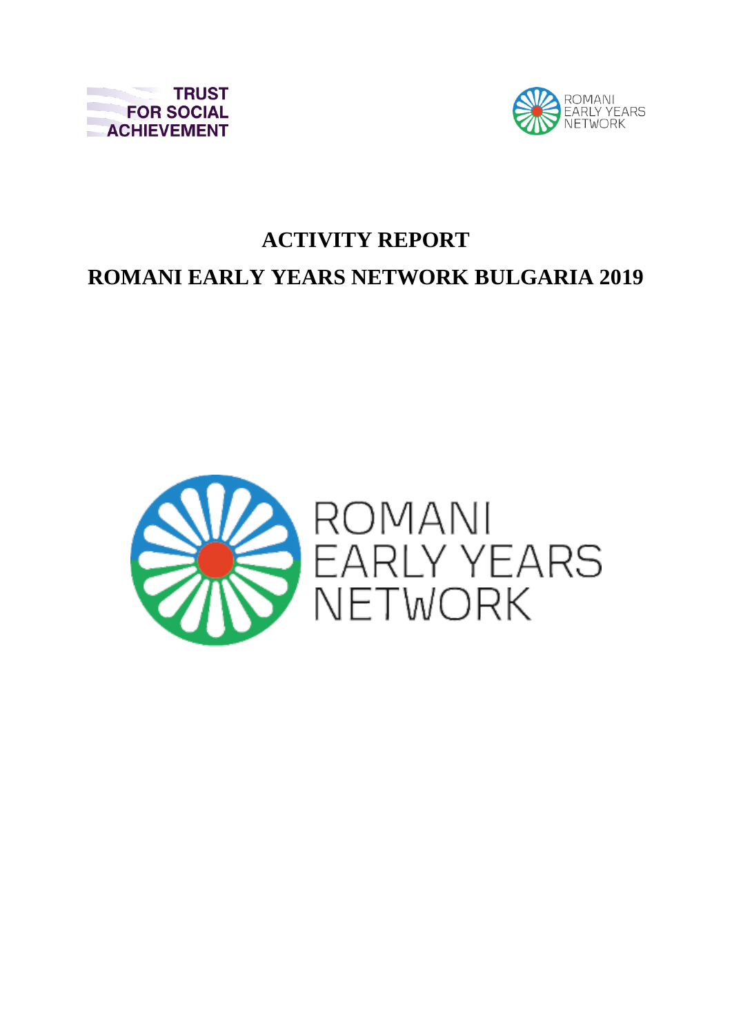TRUST FOR SOCIAL ACHIEVEMENT

ROMANI EARLY YEARS NETWORK

# ACTIVITY REPORT

# ROMANI EARLY YEARS NETWORK BULGARIA 2019

ROMANI EARLY YEARS NETWORK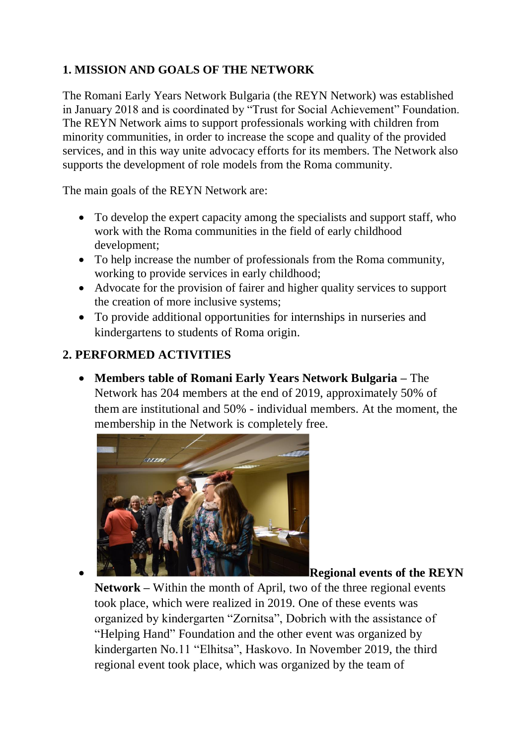## 1. MISSION AND GOALS OF THE NETWORK

The Romani Early Years Network Bulgaria (the REYN Network) was established in January 2018 and is coordinated by "Trust for Social Achievement" Foundation. The REYN Network aims to support professionals working with children from minority communities, in order to increase the scope and quality of the provided services, and in this way unite advocacy efforts for its members. The Network also supports the development of role models from the Roma community.

The main goals of the REYN Network are:

- To develop the expert capacity among the specialists and support staff, who work with the Roma communities in the field of early childhood development;
- To help increase the number of professionals from the Roma community, working to provide services in early childhood;
- Advocate for the provision of fairer and higher quality services to support the creation of more inclusive systems;
- To provide additional opportunities for internships in nurseries and kindergartens to students of Roma origin.

## 2. PERFORMED ACTIVITIES

- **Members table of Romani Early Years Network Bulgaria –** The Network has 204 members at the end of 2019, approximately 50% of them are institutional and 50% - individual members. At the moment, the membership in the Network is completely free.
- **Regional events of the REYN Network –** Within the month of April, two of the three regional events took place, which were realized in 2019. One of these events was organized by kindergarten "Zornitsa", Dobrich with the assistance of "Helping Hand" Foundation and the other event was organized by kindergarten No.11 "Elhitsa", Haskovo. In November 2019, the third regional event took place, which was organized by the team of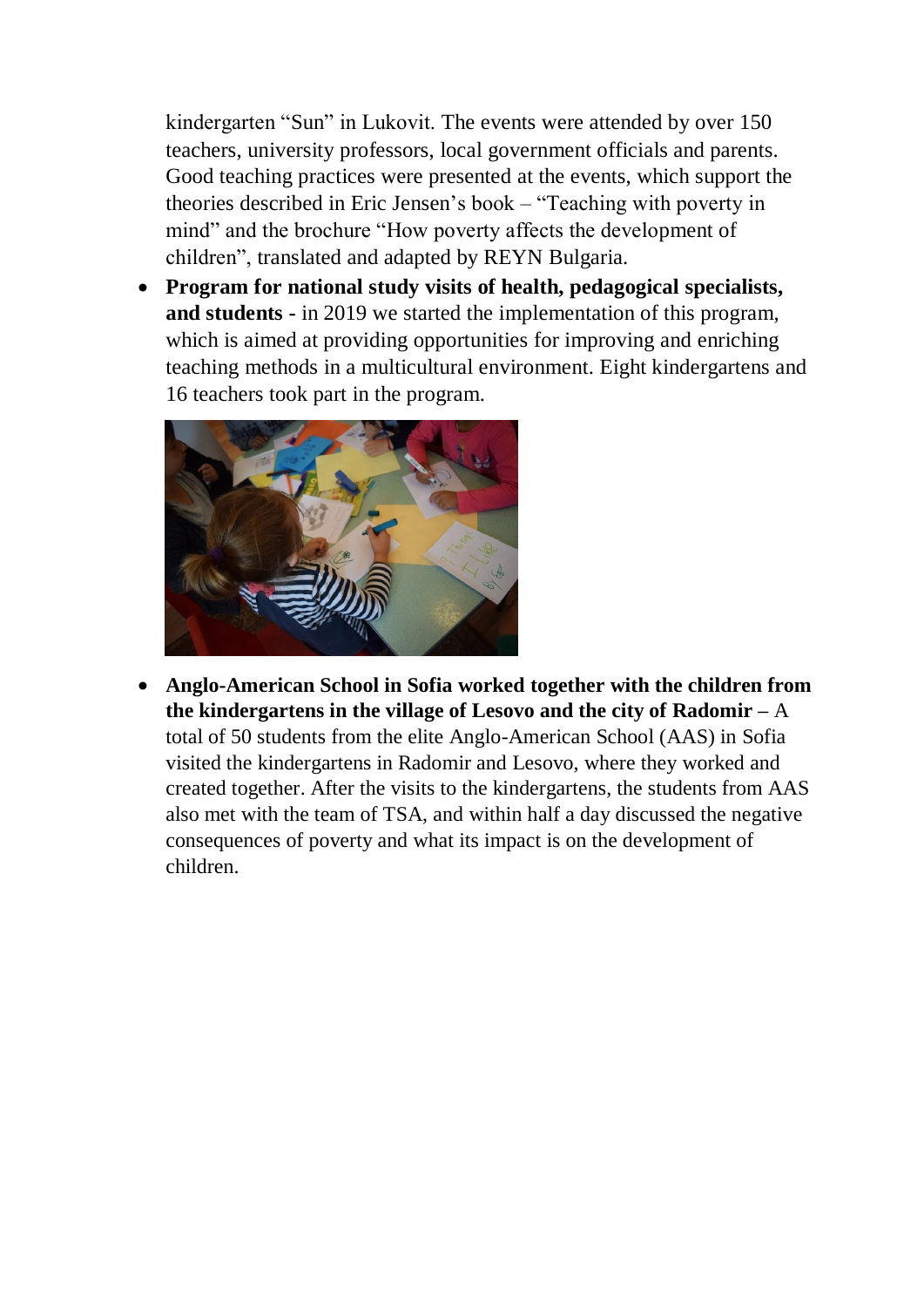kindergarten "Sun" in Lukovit. The events were attended by over 150 teachers, university professors, local government officials and parents. Good teaching practices were presented at the events, which support the theories described in Eric Jensen's book – "Teaching with poverty in mind" and the brochure "How poverty affects the development of children", translated and adapted by REYN Bulgaria.

- **Program for national study visits of health, pedagogical specialists, and students** - in 2019 we started the implementation of this program, which is aimed at providing opportunities for improving and enriching teaching methods in a multicultural environment. Eight kindergartens and 16 teachers took part in the program.

- **Anglo-American School in Sofia worked together with the children from the kindergartens in the village of Lesovo and the city of Radomir –** A total of 50 students from the elite Anglo-American School (AAS) in Sofia visited the kindergartens in Radomir and Lesovo, where they worked and created together. After the visits to the kindergartens, the students from AAS also met with the team of TSA, and within half a day discussed the negative consequences of poverty and what its impact is on the development of children.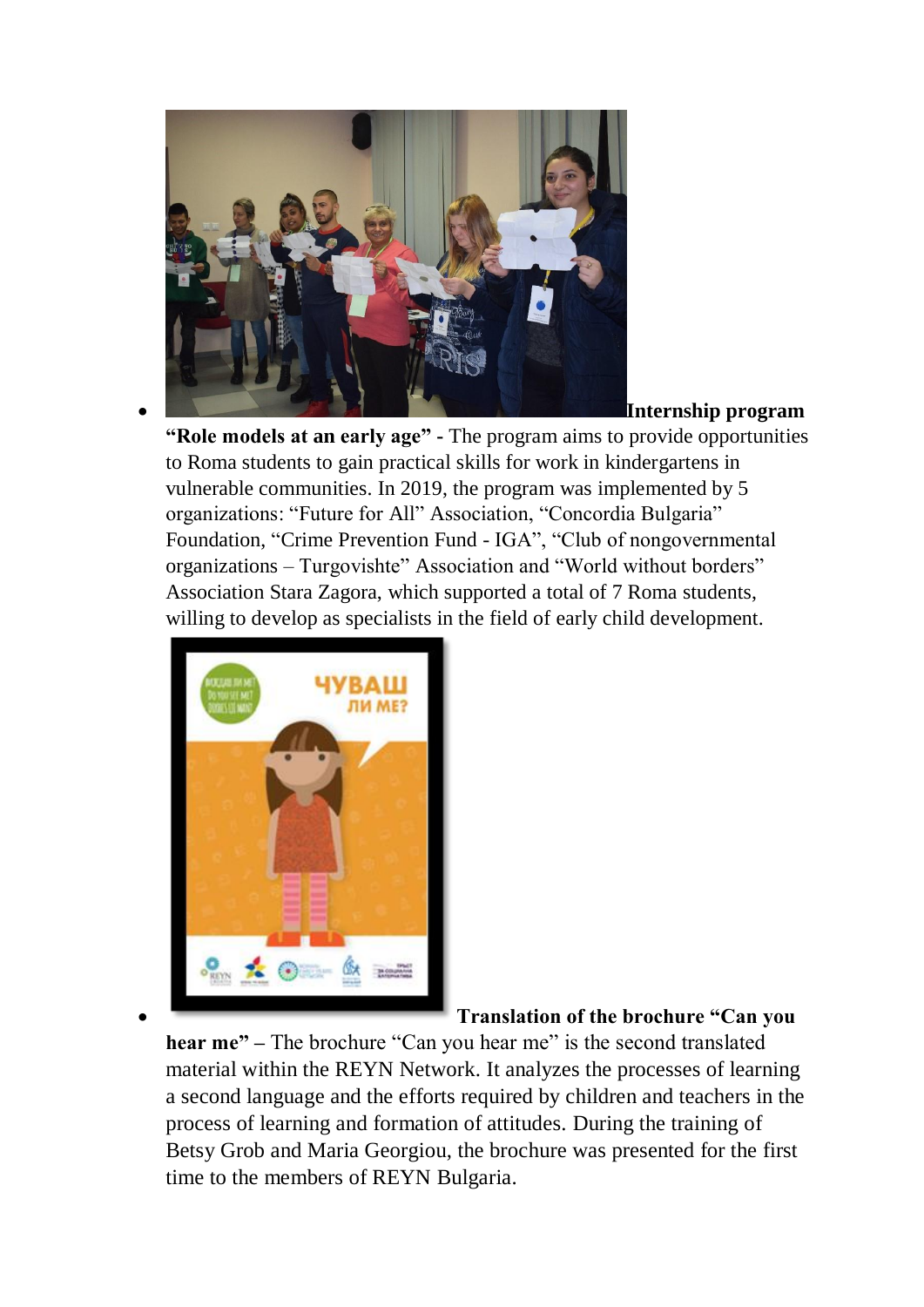- **Internship program "Role models at an early age" -** The program aims to provide opportunities to Roma students to gain practical skills for work in kindergartens in vulnerable communities. In 2019, the program was implemented by 5 organizations: "Future for All" Association, "Concordia Bulgaria" Foundation, "Crime Prevention Fund - IGA", "Club of nongovernmental organizations – Turgovishte" Association and "World without borders" Association Stara Zagora, which supported a total of 7 Roma students, willing to develop as specialists in the field of early child development.

- **Translation of the brochure "Can you hear me" –** The brochure "Can you hear me" is the second translated material within the REYN Network. It analyzes the processes of learning a second language and the efforts required by children and teachers in the process of learning and formation of attitudes. During the training of Betsy Grob and Maria Georgiou, the brochure was presented for the first time to the members of REYN Bulgaria.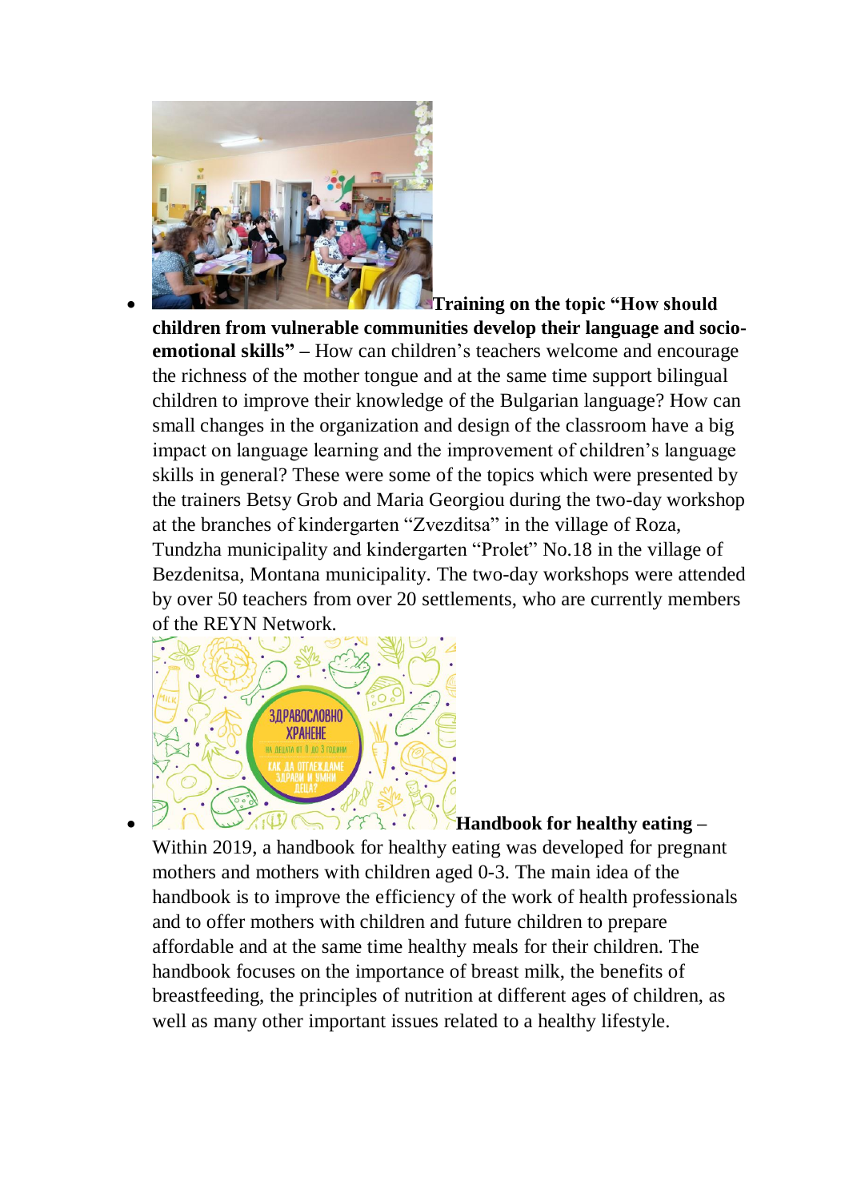- **Training on the topic "How should children from vulnerable communities develop their language and socio-emotional skills" –** How can children's teachers welcome and encourage the richness of the mother tongue and at the same time support bilingual children to improve their knowledge of the Bulgarian language? How can small changes in the organization and design of the classroom have a big impact on language learning and the improvement of children's language skills in general? These were some of the topics which were presented by the trainers Betsy Grob and Maria Georgiou during the two-day workshop at the branches of kindergarten "Zvezditsa" in the village of Roza, Tundzha municipality and kindergarten "Prolet" No.18 in the village of Bezdenitsa, Montana municipality. The two-day workshops were attended by over 50 teachers from over 20 settlements, who are currently members of the REYN Network.
- **Handbook for healthy eating –** Within 2019, a handbook for healthy eating was developed for pregnant mothers and mothers with children aged 0-3. The main idea of the handbook is to improve the efficiency of the work of health professionals and to offer mothers with children and future children to prepare affordable and at the same time healthy meals for their children. The handbook focuses on the importance of breast milk, the benefits of breastfeeding, the principles of nutrition at different ages of children, as well as many other important issues related to a healthy lifestyle.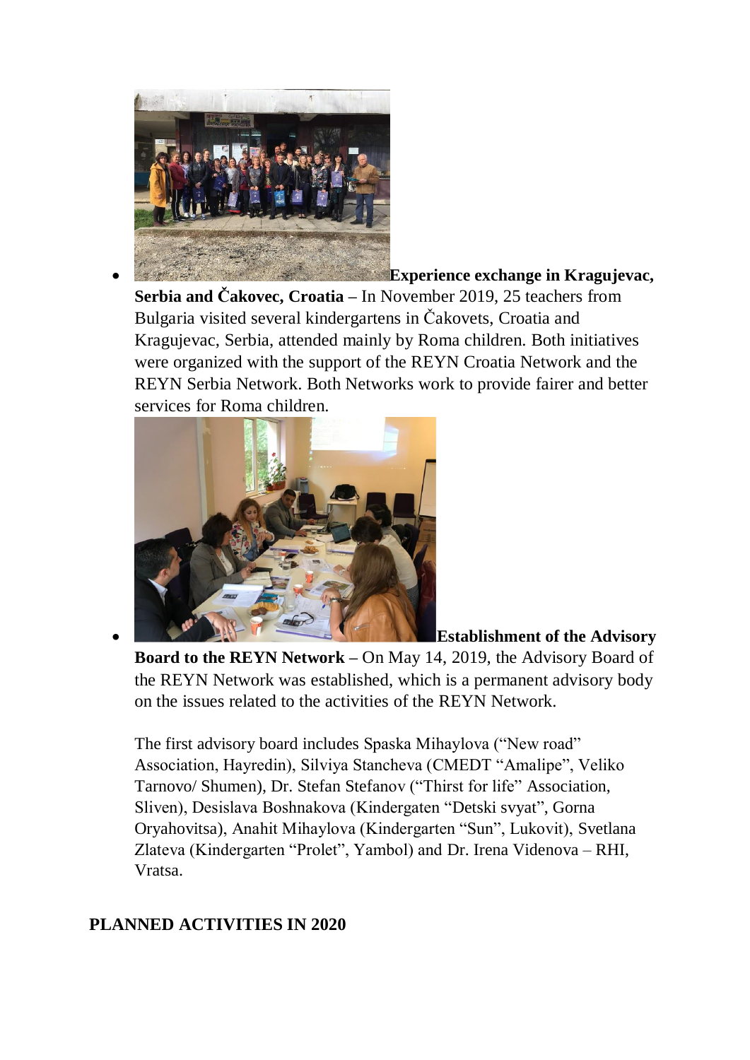- **Experience exchange in Kragujevac, Serbia and Čakovec, Croatia –** In November 2019, 25 teachers from Bulgaria visited several kindergartens in Čakovets, Croatia and Kragujevac, Serbia, attended mainly by Roma children. Both initiatives were organized with the support of the REYN Croatia Network and the REYN Serbia Network. Both Networks work to provide fairer and better services for Roma children.

- **Establishment of the Advisory Board to the REYN Network –** On May 14, 2019, the Advisory Board of the REYN Network was established, which is a permanent advisory body on the issues related to the activities of the REYN Network.

  The first advisory board includes Spaska Mihaylova ("New road" Association, Hayredin), Silviya Stancheva (CMEDT "Amalipe", Veliko Tarnovo/ Shumen), Dr. Stefan Stefanov ("Thirst for life" Association, Sliven), Desislava Boshnakova (Kindergaten "Detski svyat", Gorna Oryahovitsa), Anahit Mihaylova (Kindergarten "Sun", Lukovit), Svetlana Zlateva (Kindergarten "Prolet", Yambol) and Dr. Irena Videnova – RHI, Vratsa.

## PLANNED ACTIVITIES IN 2020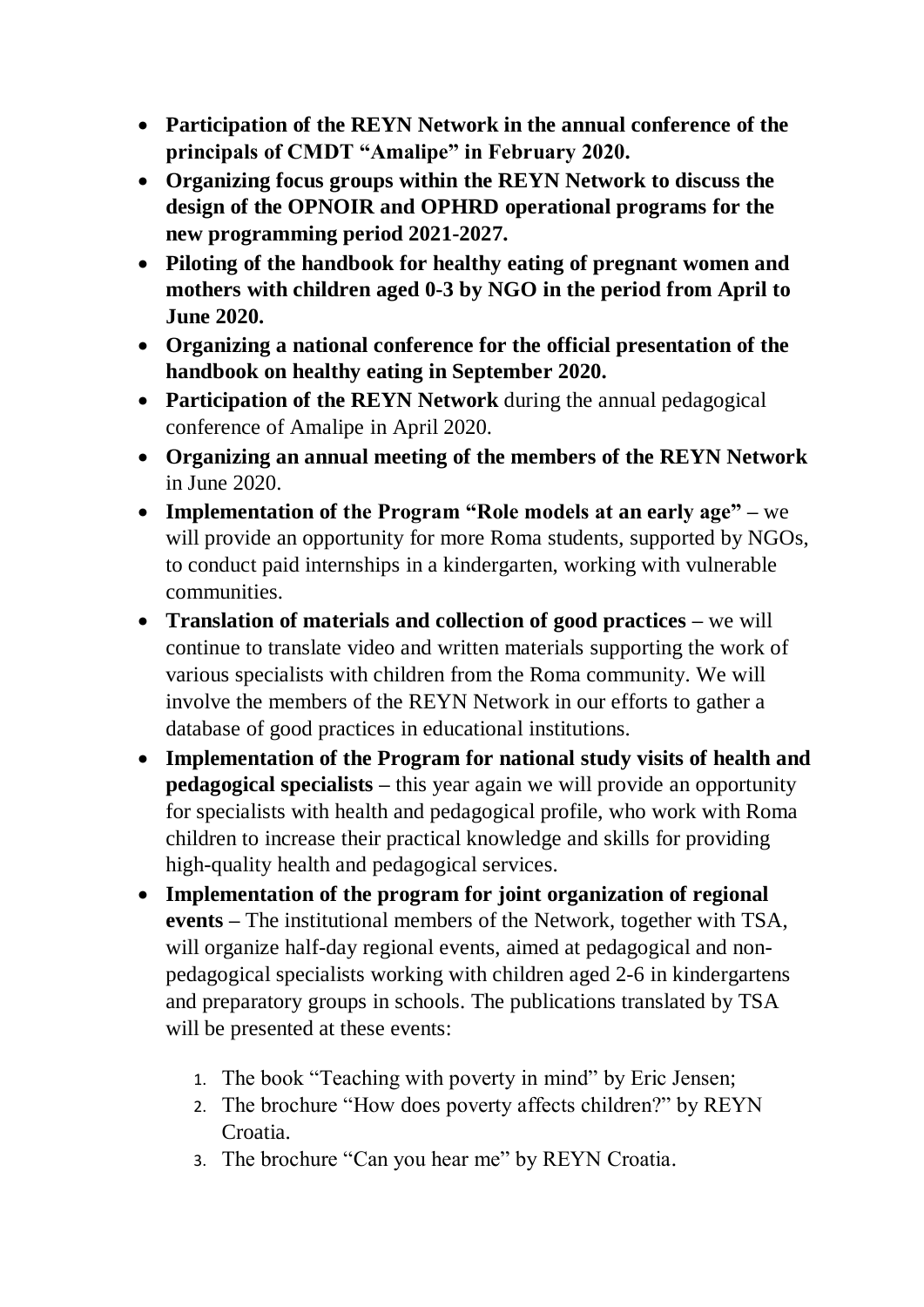- **Participation of the REYN Network in the annual conference of the principals of CMDT "Amalipe" in February 2020.**
- **Organizing focus groups within the REYN Network to discuss the design of the OPNOIR and OPHRD operational programs for the new programming period 2021-2027.**
- **Piloting of the handbook for healthy eating of pregnant women and mothers with children aged 0-3 by NGO in the period from April to June 2020.**
- **Organizing a national conference for the official presentation of the handbook on healthy eating in September 2020.**
- **Participation of the REYN Network** during the annual pedagogical conference of Amalipe in April 2020.
- **Organizing an annual meeting of the members of the REYN Network** in June 2020.
- **Implementation of the Program "Role models at an early age" –** we will provide an opportunity for more Roma students, supported by NGOs, to conduct paid internships in a kindergarten, working with vulnerable communities.
- **Translation of materials and collection of good practices –** we will continue to translate video and written materials supporting the work of various specialists with children from the Roma community. We will involve the members of the REYN Network in our efforts to gather a database of good practices in educational institutions.
- **Implementation of the Program for national study visits of health and pedagogical specialists –** this year again we will provide an opportunity for specialists with health and pedagogical profile, who work with Roma children to increase their practical knowledge and skills for providing high-quality health and pedagogical services.
- **Implementation of the program for joint organization of regional events –** The institutional members of the Network, together with TSA, will organize half-day regional events, aimed at pedagogical and non-pedagogical specialists working with children aged 2-6 in kindergartens and preparatory groups in schools. The publications translated by TSA will be presented at these events:
  1. The book "Teaching with poverty in mind" by Eric Jensen;
  2. The brochure "How does poverty affects children?" by REYN Croatia.
  3. The brochure "Can you hear me" by REYN Croatia.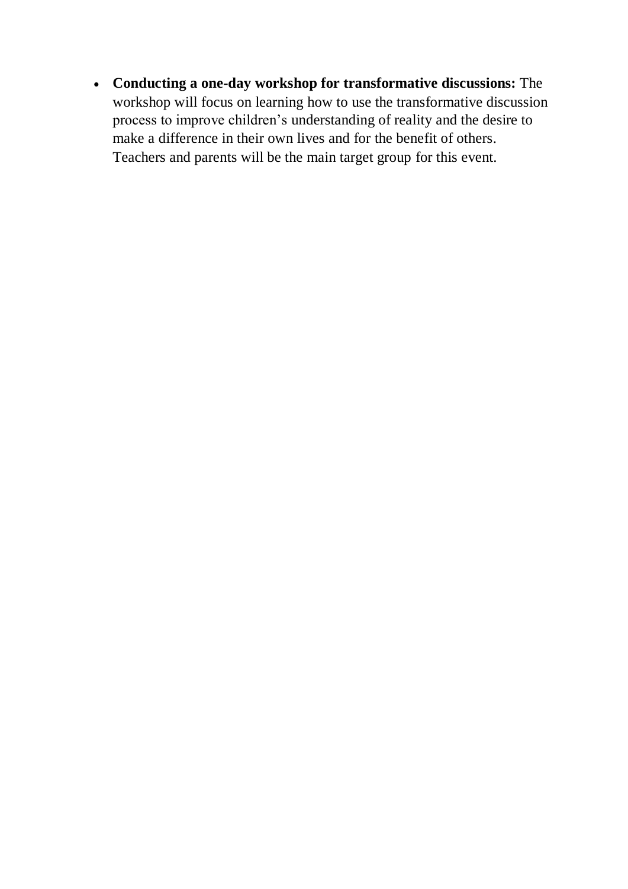- **Conducting a one-day workshop for transformative discussions:** The workshop will focus on learning how to use the transformative discussion process to improve children's understanding of reality and the desire to make a difference in their own lives and for the benefit of others. Teachers and parents will be the main target group for this event.